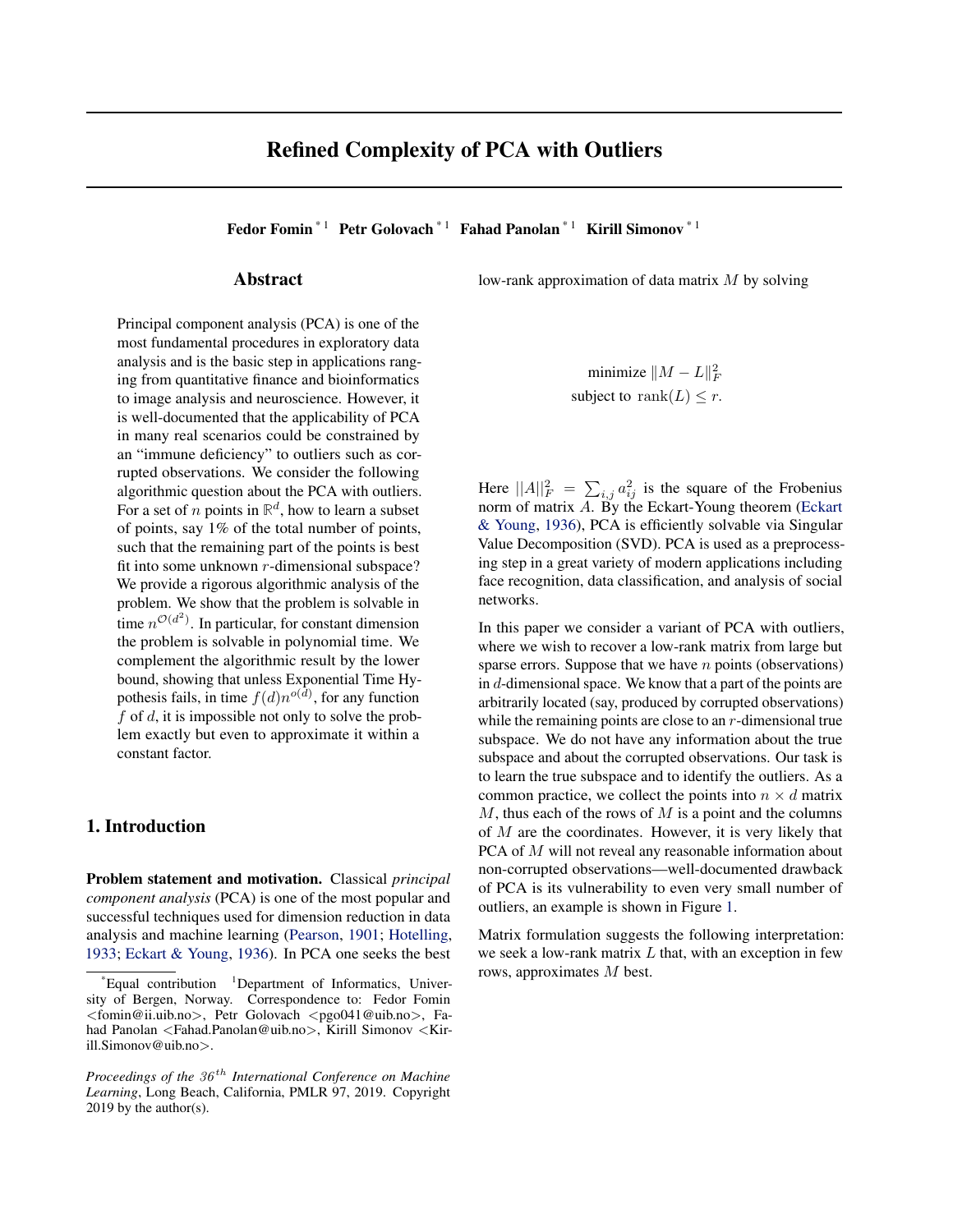# Refined Complexity of PCA with Outliers

**Fedor Fomin** [*1] **Petr Golovach** [*1] **Fahad Panolan** [*1] **Kirill Simonov** [*1]

## Abstract

Principal component analysis (PCA) is one of the most fundamental procedures in exploratory data analysis and is the basic step in applications ranging from quantitative finance and bioinformatics to image analysis and neuroscience. However, it is well-documented that the applicability of PCA in many real scenarios could be constrained by an "immune deficiency" to outliers such as corrupted observations. We consider the following algorithmic question about the PCA with outliers. For a set of $n$ points in $\mathbb{R}^d$, how to learn a subset of points, say 1% of the total number of points, such that the remaining part of the points is best fit into some unknown $r$-dimensional subspace? We provide a rigorous algorithmic analysis of the problem. We show that the problem is solvable in time $n^{\mathcal{O}(d^2)}$. In particular, for constant dimension the problem is solvable in polynomial time. We complement the algorithmic result by the lower bound, showing that unless Exponential Time Hypothesis fails, in time $f(d)n^{o(d)}$, for any function $f$ of $d$, it is impossible not only to solve the problem exactly but even to approximate it within a constant factor.

## 1. Introduction

**Problem statement and motivation.** Classical *principal component analysis* (PCA) is one of the most popular and successful techniques used for dimension reduction in data analysis and machine learning (Pearson, 1901; Hotelling, 1933; Eckart & Young, 1936). In PCA one seeks the best low-rank approximation of data matrix $M$ by solving

$$
\begin{aligned}
&\text{minimize } \|M - L\|_F^2 \\
&\text{subject to } \operatorname{rank}(L) \leq r.
\end{aligned}
$$

Here $||A||_F^2 = \sum_{i,j} a_{ij}^2$ is the square of the Frobenius norm of matrix $A$. By the Eckart-Young theorem (Eckart & Young, 1936), PCA is efficiently solvable via Singular Value Decomposition (SVD). PCA is used as a preprocessing step in a great variety of modern applications including face recognition, data classification, and analysis of social networks.

In this paper we consider a variant of PCA with outliers, where we wish to recover a low-rank matrix from large but sparse errors. Suppose that we have $n$ points (observations) in $d$-dimensional space. We know that a part of the points are arbitrarily located (say, produced by corrupted observations) while the remaining points are close to an $r$-dimensional true subspace. We do not have any information about the true subspace and about the corrupted observations. Our task is to learn the true subspace and to identify the outliers. As a common practice, we collect the points into $n \times d$ matrix $M$, thus each of the rows of $M$ is a point and the columns of $M$ are the coordinates. However, it is very likely that PCA of $M$ will not reveal any reasonable information about non-corrupted observations—well-documented drawback of PCA is its vulnerability to even very small number of outliers, an example is shown in Figure 1.

Matrix formulation suggests the following interpretation: we seek a low-rank matrix $L$ that, with an exception in few rows, approximates $M$ best.

---

[*]Equal contribution [1]Department of Informatics, University of Bergen, Norway. Correspondence to: Fedor Fomin <fomin@ii.uib.no>, Petr Golovach <pgo041@uib.no>, Fahad Panolan <Fahad.Panolan@uib.no>, Kirill Simonov <Kirill.Simonov@uib.no>.

*Proceedings of the 36th International Conference on Machine Learning*, Long Beach, California, PMLR 97, 2019. Copyright 2019 by the author(s).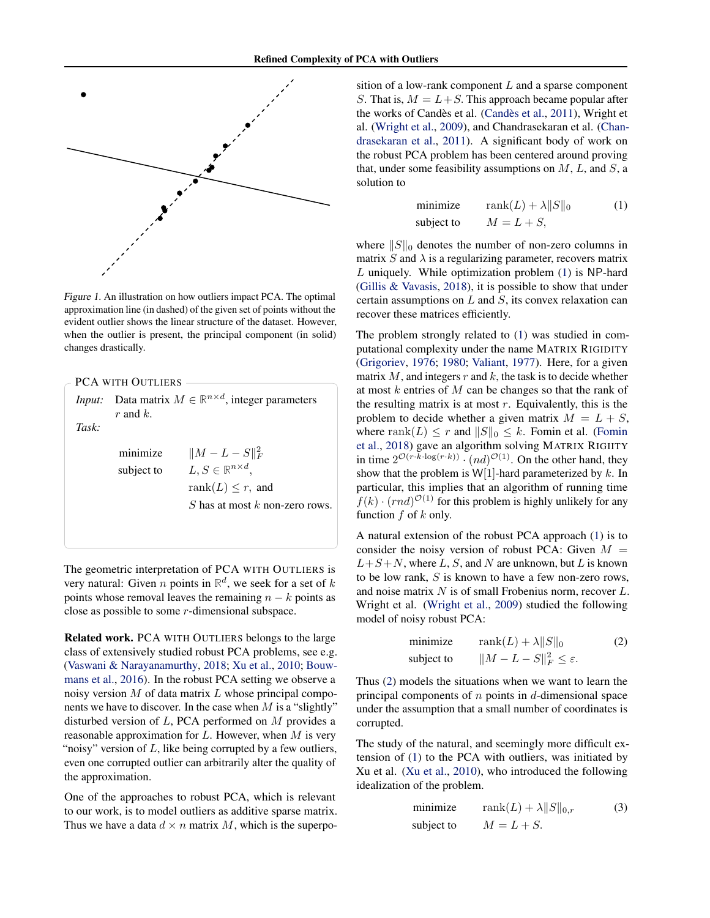*Figure 1.* An illustration on how outliers impact PCA. The optimal approximation line (in dashed) of the given set of points without the evident outlier shows the linear structure of the dataset. However, when the outlier is present, the principal component (in solid) changes drastically.

PCA WITH OUTLIERS

*Input:* Data matrix $M \in \mathbb{R}^{n \times d}$, integer parameters $r$ and $k$.

*Task:*

$$
\begin{aligned}
\text{minimize} \quad & \|M - L - S\|_F^2 \\
\text{subject to} \quad & L, S \in \mathbb{R}^{n \times d}, \\
& \operatorname{rank}(L) \leq r, \text{ and} \\
& S \text{ has at most } k \text{ non-zero rows.}
\end{aligned}
$$

The geometric interpretation of PCA WITH OUTLIERS is very natural: Given $n$ points in $\mathbb{R}^d$, we seek for a set of $k$ points whose removal leaves the remaining $n - k$ points as close as possible to some $r$-dimensional subspace.

**Related work.** PCA WITH OUTLIERS belongs to the large class of extensively studied robust PCA problems, see e.g. (Vaswani & Narayanamurthy, 2018; Xu et al., 2010; Bouwmans et al., 2016). In the robust PCA setting we observe a noisy version $M$ of data matrix $L$ whose principal components we have to discover. In the case when $M$ is a "slightly" disturbed version of $L$, PCA performed on $M$ provides a reasonable approximation for $L$. However, when $M$ is very "noisy" version of $L$, like being corrupted by a few outliers, even one corrupted outlier can arbitrarily alter the quality of the approximation.

One of the approaches to robust PCA, which is relevant to our work, is to model outliers as additive sparse matrix. Thus we have a data $d \times n$ matrix $M$, which is the superposition of a low-rank component $L$ and a sparse component $S$. That is, $M = L + S$. This approach became popular after the works of Candès et al. (Candès et al., 2011), Wright et al. (Wright et al., 2009), and Chandrasekaran et al. (Chandrasekaran et al., 2011). A significant body of work on the robust PCA problem has been centered around proving that, under some feasibility assumptions on $M$, $L$, and $S$, a solution to

$$
\begin{aligned}
\text{minimize} \quad & \operatorname{rank}(L) + \lambda \|S\|_0 \\
\text{subject to} \quad & M = L + S,
\end{aligned}
\tag{1}
$$

where $\|S\|_0$ denotes the number of non-zero columns in matrix $S$ and $\lambda$ is a regularizing parameter, recovers matrix $L$ uniquely. While optimization problem (1) is NP-hard (Gillis & Vavasis, 2018), it is possible to show that under certain assumptions on $L$ and $S$, its convex relaxation can recover these matrices efficiently.

The problem strongly related to (1) was studied in computational complexity under the name MATRIX RIGIDITY (Grigoriev, 1976; 1980; Valiant, 1977). Here, for a given matrix $M$, and integers $r$ and $k$, the task is to decide whether at most $k$ entries of $M$ can be changes so that the rank of the resulting matrix is at most $r$. Equivalently, this is the problem to decide whether a given matrix $M = L + S$, where $\operatorname{rank}(L) \leq r$ and $\|S\|_0 \leq k$. Fomin et al. (Fomin et al., 2018) gave an algorithm solving MATRIX RIGIITY in time $2^{\mathcal{O}(r \cdot k \cdot \log(r \cdot k))} \cdot (nd)^{\mathcal{O}(1)}$. On the other hand, they show that the problem is W[1]-hard parameterized by $k$. In particular, this implies that an algorithm of running time $f(k) \cdot (rnd)^{\mathcal{O}(1)}$ for this problem is highly unlikely for any function $f$ of $k$ only.

A natural extension of the robust PCA approach (1) is to consider the noisy version of robust PCA: Given $M = L + S + N$, where $L$, $S$, and $N$ are unknown, but $L$ is known to be low rank, $S$ is known to have a few non-zero rows, and noise matrix $N$ is of small Frobenius norm, recover $L$. Wright et al. (Wright et al., 2009) studied the following model of noisy robust PCA:

$$
\begin{aligned}
\text{minimize} \quad & \operatorname{rank}(L) + \lambda \|S\|_0 \\
\text{subject to} \quad & \|M - L - S\|_F^2 \leq \varepsilon.
\end{aligned}
\tag{2}
$$

Thus (2) models the situations when we want to learn the principal components of $n$ points in $d$-dimensional space under the assumption that a small number of coordinates is corrupted.

The study of the natural, and seemingly more difficult extension of (1) to the PCA with outliers, was initiated by Xu et al. (Xu et al., 2010), who introduced the following idealization of the problem.

$$
\begin{aligned}
\text{minimize} \quad & \operatorname{rank}(L) + \lambda \|S\|_{0,r} \\
\text{subject to} \quad & M = L + S.
\end{aligned}
\tag{3}
$$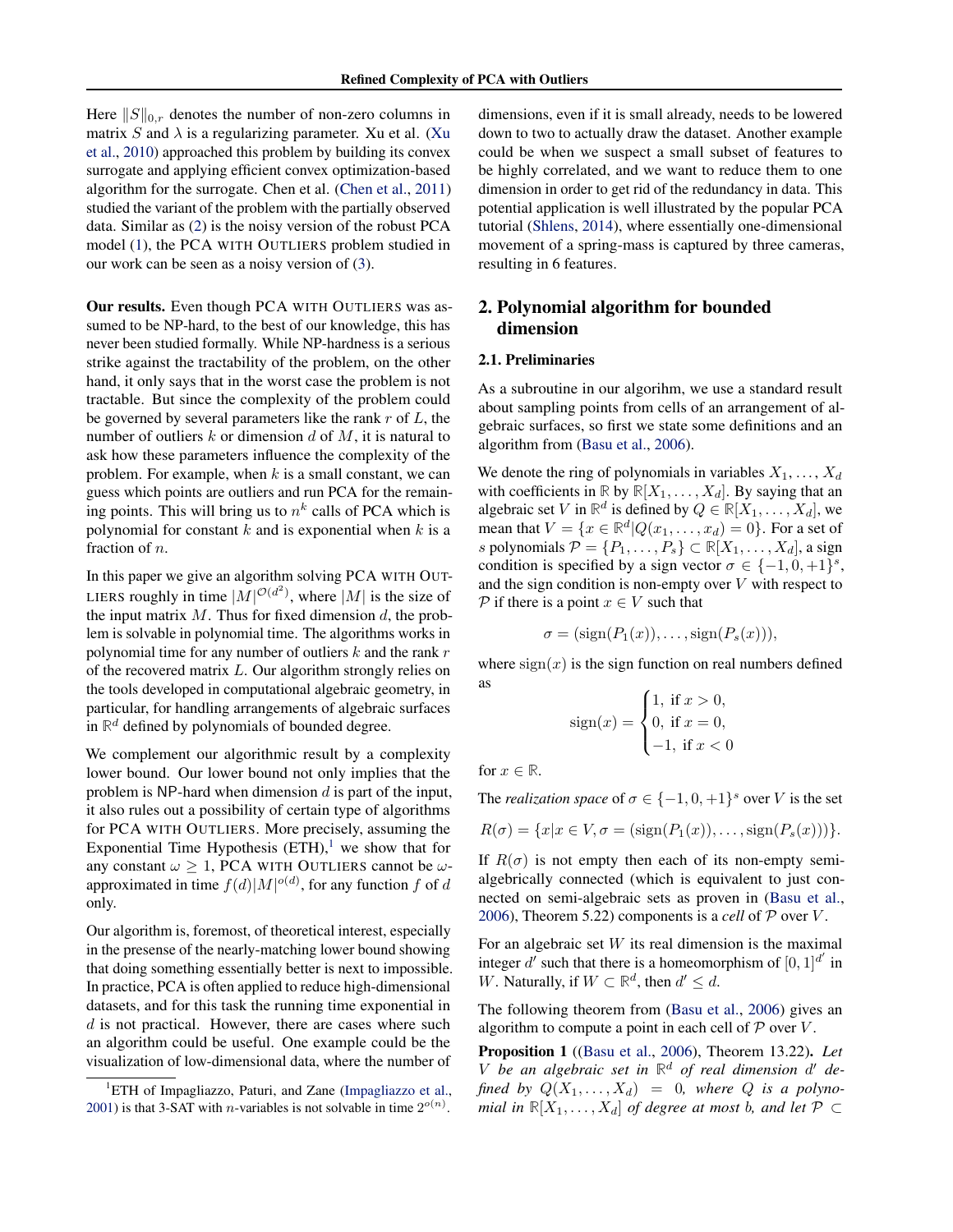Here $\|S\|_{0,r}$ denotes the number of non-zero columns in matrix $S$ and $\lambda$ is a regularizing parameter. Xu et al. (Xu et al., 2010) approached this problem by building its convex surrogate and applying efficient convex optimization-based algorithm for the surrogate. Chen et al. (Chen et al., 2011) studied the variant of the problem with the partially observed data. Similar as (2) is the noisy version of the robust PCA model (1), the PCA WITH OUTLIERS problem studied in our work can be seen as a noisy version of (3).

**Our results.** Even though PCA WITH OUTLIERS was assumed to be NP-hard, to the best of our knowledge, this has never been studied formally. While NP-hardness is a serious strike against the tractability of the problem, on the other hand, it only says that in the worst case the problem is not tractable. But since the complexity of the problem could be governed by several parameters like the rank $r$ of $L$, the number of outliers $k$ or dimension $d$ of $M$, it is natural to ask how these parameters influence the complexity of the problem. For example, when $k$ is a small constant, we can guess which points are outliers and run PCA for the remaining points. This will bring us to $n^k$ calls of PCA which is polynomial for constant $k$ and is exponential when $k$ is a fraction of $n$.

In this paper we give an algorithm solving PCA WITH OUTLIERS roughly in time $|M|^{\mathcal{O}(d^2)}$, where $|M|$ is the size of the input matrix $M$. Thus for fixed dimension $d$, the problem is solvable in polynomial time. The algorithms works in polynomial time for any number of outliers $k$ and the rank $r$ of the recovered matrix $L$. Our algorithm strongly relies on the tools developed in computational algebraic geometry, in particular, for handling arrangements of algebraic surfaces in $\mathbb{R}^d$ defined by polynomials of bounded degree.

We complement our algorithmic result by a complexity lower bound. Our lower bound not only implies that the problem is NP-hard when dimension $d$ is part of the input, it also rules out a possibility of certain type of algorithms for PCA WITH OUTLIERS. More precisely, assuming the Exponential Time Hypothesis (ETH),[1] we show that for any constant $\omega \geq 1$, PCA WITH OUTLIERS cannot be $\omega$-approximated in time $f(d)|M|^{o(d)}$, for any function $f$ of $d$ only.

Our algorithm is, foremost, of theoretical interest, especially in the presense of the nearly-matching lower bound showing that doing something essentially better is next to impossible. In practice, PCA is often applied to reduce high-dimensional datasets, and for this task the running time exponential in $d$ is not practical. However, there are cases where such an algorithm could be useful. One example could be the visualization of low-dimensional data, where the number of dimensions, even if it is small already, needs to be lowered down to two to actually draw the dataset. Another example could be when we suspect a small subset of features to be highly correlated, and we want to reduce them to one dimension in order to get rid of the redundancy in data. This potential application is well illustrated by the popular PCA tutorial (Shlens, 2014), where essentially one-dimensional movement of a spring-mass is captured by three cameras, resulting in 6 features.

[1] ETH of Impagliazzo, Paturi, and Zane (Impagliazzo et al., 2001) is that 3-SAT with $n$-variables is not solvable in time $2^{o(n)}$.

## 2. Polynomial algorithm for bounded dimension

### 2.1. Preliminaries

As a subroutine in our algorihm, we use a standard result about sampling points from cells of an arrangement of algebraic surfaces, so first we state some definitions and an algorithm from (Basu et al., 2006).

We denote the ring of polynomials in variables $X_1, \ldots, X_d$ with coefficients in $\mathbb{R}$ by $\mathbb{R}[X_1, \ldots, X_d]$. By saying that an algebraic set $V$ in $\mathbb{R}^d$ is defined by $Q \in \mathbb{R}[X_1, \ldots, X_d]$, we mean that $V = \{x \in \mathbb{R}^d | Q(x_1, \ldots, x_d) = 0\}$. For a set of $s$ polynomials $\mathcal{P} = \{P_1, \ldots, P_s\} \subset \mathbb{R}[X_1, \ldots, X_d]$, a sign condition is specified by a sign vector $\sigma \in \{-1, 0, +1\}^s$, and the sign condition is non-empty over $V$ with respect to $\mathcal{P}$ if there is a point $x \in V$ such that

$$\sigma = (\text{sign}(P_1(x)), \ldots, \text{sign}(P_s(x))),$$

where $\text{sign}(x)$ is the sign function on real numbers defined as

$$\text{sign}(x) = \begin{cases} 1, \text{ if } x > 0, \\ 0, \text{ if } x = 0, \\ -1, \text{ if } x < 0 \end{cases}$$

for $x \in \mathbb{R}$.

The *realization space* of $\sigma \in \{-1, 0, +1\}^s$ over $V$ is the set

$$R(\sigma) = \{x | x \in V, \sigma = (\text{sign}(P_1(x)), \ldots, \text{sign}(P_s(x)))\}.$$

If $R(\sigma)$ is not empty then each of its non-empty semi-algebraically connected (which is equivalent to just connected on semi-algebraic sets as proven in (Basu et al., 2006), Theorem 5.22) components is a *cell* of $\mathcal{P}$ over $V$.

For an algebraic set $W$ its real dimension is the maximal integer $d'$ such that there is a homeomorphism of $[0, 1]^{d'}$ in $W$. Naturally, if $W \subset \mathbb{R}^d$, then $d' \leq d$.

The following theorem from (Basu et al., 2006) gives an algorithm to compute a point in each cell of $\mathcal{P}$ over $V$.

**Proposition 1** ((Basu et al., 2006), Theorem 13.22). *Let $V$ be an algebraic set in $\mathbb{R}^d$ of real dimension $d'$ defined by $Q(X_1, \ldots, X_d) = 0$, where $Q$ is a polynomial in $\mathbb{R}[X_1, \ldots, X_d]$ of degree at most $b$, and let $\mathcal{P} \subset$*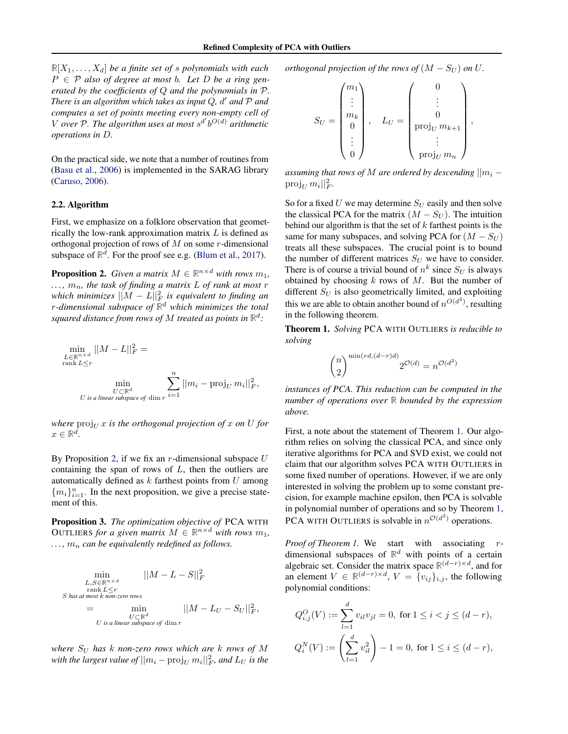$\mathbb{R}[X_1, \ldots, X_d]$ *be a finite set of* $s$ *polynomials with each* $P \in \mathcal{P}$ *also of degree at most* $b$. *Let* $D$ *be a ring generated by the coefficients of* $Q$ *and the polynomials in* $\mathcal{P}$. *There is an algorithm which takes as input* $Q$, $d'$ *and* $\mathcal{P}$ *and computes a set of points meeting every non-empty cell of* $V$ *over* $\mathcal{P}$. *The algorithm uses at most* $s^{d'} b^{O(d)}$ *arithmetic operations in* $D$.

On the practical side, we note that a number of routines from (Basu et al., 2006) is implemented in the SARAG library (Caruso, 2006).

### 2.2. Algorithm

First, we emphasize on a folklore observation that geometrically the low-rank approximation matrix $L$ is defined as orthogonal projection of rows of $M$ on some $r$-dimensional subspace of $\mathbb{R}^d$. For the proof see e.g. (Blum et al., 2017).

**Proposition 2.** *Given a matrix* $M \in \mathbb{R}^{n \times d}$ *with rows* $m_1, \ldots, m_n$, *the task of finding a matrix* $L$ *of rank at most* $r$ *which minimizes* $||M - L||_F^2$ *is equivalent to finding an* $r$*-dimensional subspace of* $\mathbb{R}^d$ *which minimizes the total squared distance from rows of* $M$ *treated as points in* $\mathbb{R}^d$:

$$\min_{\substack{L \in \mathbb{R}^{n \times d} \\ \operatorname{rank} L \leq r}} ||M - L||_F^2 = \min_{\substack{U \subset \mathbb{R}^d \\ U \text{ is a linear subspace of } \dim r}} \sum_{i=1}^{n} ||m_i - \operatorname{proj}_U m_i||_F^2,$$

*where* $\operatorname{proj}_U x$ *is the orthogonal projection of* $x$ *on* $U$ *for* $x \in \mathbb{R}^d$.

By Proposition 2, if we fix an $r$-dimensional subspace $U$ containing the span of rows of $L$, then the outliers are automatically defined as $k$ farthest points from $U$ among $\{m_i\}_{i=1}^n$. In the next proposition, we give a precise statement of this.

**Proposition 3.** *The optimization objective of* PCA WITH OUTLIERS *for a given matrix* $M \in \mathbb{R}^{n \times d}$ *with rows* $m_1, \ldots, m_n$ *can be equivalently redefined as follows.*

$$\min_{\substack{L, S \in \mathbb{R}^{n \times d} \\ \operatorname{rank} L \leq r \\ S \text{ has at most } k \text{ non-zero rows}}} ||M - L - S||_F^2 = \min_{\substack{U \subset \mathbb{R}^d \\ U \text{ is a linear subspace of } \dim r}} ||M - L_U - S_U||_F^2,$$

*where* $S_U$ *has* $k$ *non-zero rows which are* $k$ *rows of* $M$ *with the largest value of* $||m_i - \operatorname{proj}_U m_i||_F^2$, *and* $L_U$ *is the orthogonal projection of the rows of* $(M - S_U)$ *on* $U$.

$$S_U = \begin{pmatrix} m_1 \\ \vdots \\ m_k \\ 0 \\ \vdots \\ 0 \end{pmatrix}, \quad L_U = \begin{pmatrix} 0 \\ \vdots \\ 0 \\ \operatorname{proj}_U m_{k+1} \\ \vdots \\ \operatorname{proj}_U m_n \end{pmatrix},$$

*assuming that rows of* $M$ *are ordered by descending* $||m_i - \operatorname{proj}_U m_i||_F^2$.

So for a fixed $U$ we may determine $S_U$ easily and then solve the classical PCA for the matrix $(M - S_U)$. The intuition behind our algorithm is that the set of $k$ farthest points is the same for many subspaces, and solving PCA for $(M - S_U)$ treats all these subspaces. The crucial point is to bound the number of different matrices $S_U$ we have to consider. There is of course a trivial bound of $n^k$ since $S_U$ is always obtained by choosing $k$ rows of $M$. But the number of different $S_U$ is also geometrically limited, and exploiting this we are able to obtain another bound of $n^{O(d^2)}$, resulting in the following theorem.

**Theorem 1.** *Solving* PCA WITH OUTLIERS *is reducible to solving*

$$\binom{n}{2}^{\min(rd, (d-r)d)} 2^{\mathcal{O}(d)} = n^{\mathcal{O}(d^2)}$$

*instances of PCA. This reduction can be computed in the number of operations over* $\mathbb{R}$ *bounded by the expression above.*

First, a note about the statement of Theorem 1. Our algorithm relies on solving the classical PCA, and since only iterative algorithms for PCA and SVD exist, we could not claim that our algorithm solves PCA WITH OUTLIERS in some fixed number of operations. However, if we are only interested in solving the problem up to some constant precision, for example machine epsilon, then PCA is solvable in polynomial number of operations and so by Theorem 1, PCA WITH OUTLIERS is solvable in $n^{\mathcal{O}(d^2)}$ operations.

*Proof of Theorem 1.* We start with associating $r$-dimensional subspaces of $\mathbb{R}^d$ with points of a certain algebraic set. Consider the matrix space $\mathbb{R}^{(d-r) \times d}$, and for an element $V \in \mathbb{R}^{(d-r) \times d}$, $V = \{v_{ij}\}_{i,j}$, the following polynomial conditions:

$$Q_{i,j}^O(V) := \sum_{l=1}^{d} v_{il} v_{jl} = 0, \text{ for } 1 \leq i < j \leq (d-r),$$

$$Q_i^N(V) := \left( \sum_{l=1}^{d} v_{il}^2 \right) - 1 = 0, \text{ for } 1 \leq i \leq (d-r),$$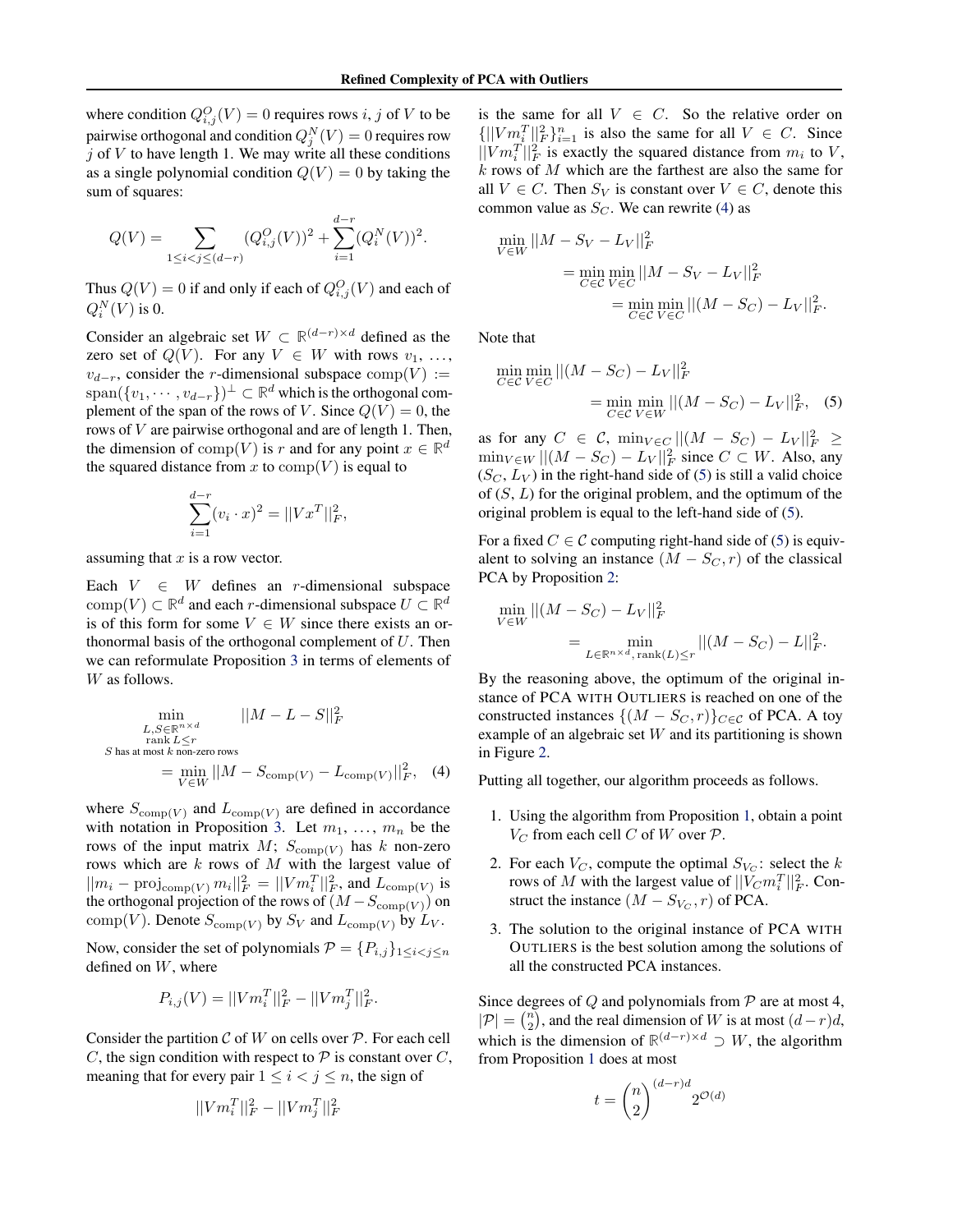where condition $Q^O_{i,j}(V) = 0$ requires rows $i, j$ of $V$ to be pairwise orthogonal and condition $Q^N_j(V) = 0$ requires row $j$ of $V$ to have length 1. We may write all these conditions as a single polynomial condition $Q(V) = 0$ by taking the sum of squares:

$$Q(V) = \sum_{1 \le i < j \le (d-r)} (Q^O_{i,j}(V))^2 + \sum_{i=1}^{d-r} (Q^N_i(V))^2.$$

Thus $Q(V) = 0$ if and only if each of $Q^O_{i,j}(V)$ and each of $Q^N_i(V)$ is 0.

Consider an algebraic set $W \subset \mathbb{R}^{(d-r)\times d}$ defined as the zero set of $Q(V)$. For any $V \in W$ with rows $v_1, \ldots, v_{d-r}$, consider the $r$-dimensional subspace $\mathrm{comp}(V) := \mathrm{span}(\{v_1, \cdots, v_{d-r}\})^\perp \subset \mathbb{R}^d$ which is the orthogonal complement of the span of the rows of $V$. Since $Q(V) = 0$, the rows of $V$ are pairwise orthogonal and are of length 1. Then, the dimension of $\mathrm{comp}(V)$ is $r$ and for any point $x \in \mathbb{R}^d$ the squared distance from $x$ to $\mathrm{comp}(V)$ is equal to

$$\sum_{i=1}^{d-r} (v_i \cdot x)^2 = ||Vx^T||_F^2,$$

assuming that $x$ is a row vector.

Each $V \in W$ defines an $r$-dimensional subspace $\mathrm{comp}(V) \subset \mathbb{R}^d$ and each $r$-dimensional subspace $U \subset \mathbb{R}^d$ is of this form for some $V \in W$ since there exists an orthonormal basis of the orthogonal complement of $U$. Then we can reformulate Proposition 3 in terms of elements of $W$ as follows.

$$\min_{\substack{L,S \in \mathbb{R}^{n\times d} \\ \mathrm{rank}\, L \le r \\ S \text{ has at most } k \text{ non-zero rows}}} ||M - L - S||_F^2 = \min_{V \in W} ||M - S_{\mathrm{comp}(V)} - L_{\mathrm{comp}(V)}||_F^2, \quad (4)$$

where $S_{\mathrm{comp}(V)}$ and $L_{\mathrm{comp}(V)}$ are defined in accordance with notation in Proposition 3. Let $m_1, \ldots, m_n$ be the rows of the input matrix $M$; $S_{\mathrm{comp}(V)}$ has $k$ non-zero rows which are $k$ rows of $M$ with the largest value of $||m_i - \mathrm{proj}_{\mathrm{comp}(V)}\, m_i||_F^2 = ||Vm_i^T||_F^2$, and $L_{\mathrm{comp}(V)}$ is the orthogonal projection of the rows of $(M - S_{\mathrm{comp}(V)})$ on $\mathrm{comp}(V)$. Denote $S_{\mathrm{comp}(V)}$ by $S_V$ and $L_{\mathrm{comp}(V)}$ by $L_V$.

Now, consider the set of polynomials $\mathcal{P} = \{P_{i,j}\}_{1 \le i < j \le n}$ defined on $W$, where

$$P_{i,j}(V) = ||Vm_i^T||_F^2 - ||Vm_j^T||_F^2.$$

Consider the partition $\mathcal{C}$ of $W$ on cells over $\mathcal{P}$. For each cell $C$, the sign condition with respect to $\mathcal{P}$ is constant over $C$, meaning that for every pair $1 \le i < j \le n$, the sign of

$$||Vm_i^T||_F^2 - ||Vm_j^T||_F^2$$

is the same for all $V \in C$. So the relative order on $\{||Vm_i^T||_F^2\}_{i=1}^n$ is also the same for all $V \in C$. Since $||Vm_i^T||_F^2$ is exactly the squared distance from $m_i$ to $V$, $k$ rows of $M$ which are the farthest are also the same for all $V \in C$. Then $S_V$ is constant over $V \in C$, denote this common value as $S_C$. We can rewrite (4) as

$$\begin{aligned}\min_{V \in W} ||M - S_V - L_V||_F^2 &= \min_{C \in \mathcal{C}} \min_{V \in C} ||M - S_V - L_V||_F^2 \\ &= \min_{C \in \mathcal{C}} \min_{V \in C} ||(M - S_C) - L_V||_F^2.\end{aligned}$$

Note that

$$\min_{C \in \mathcal{C}} \min_{V \in C} ||(M - S_C) - L_V||_F^2 = \min_{C \in \mathcal{C}} \min_{V \in W} ||(M - S_C) - L_V||_F^2, \quad (5)$$

as for any $C \in \mathcal{C}$, $\min_{V \in C} ||(M - S_C) - L_V||_F^2 \ge \min_{V \in W} ||(M - S_C) - L_V||_F^2$ since $C \subset W$. Also, any $(S_C, L_V)$ in the right-hand side of (5) is still a valid choice of $(S, L)$ for the original problem, and the optimum of the original problem is equal to the left-hand side of (5).

For a fixed $C \in \mathcal{C}$ computing right-hand side of (5) is equivalent to solving an instance $(M - S_C, r)$ of the classical PCA by Proposition 2:

$$\min_{V \in W} ||(M - S_C) - L_V||_F^2 = \min_{L \in \mathbb{R}^{n\times d},\, \mathrm{rank}(L) \le r} ||(M - S_C) - L||_F^2.$$

By the reasoning above, the optimum of the original instance of PCA WITH OUTLIERS is reached on one of the constructed instances $\{(M - S_C, r)\}_{C \in \mathcal{C}}$ of PCA. A toy example of an algebraic set $W$ and its partitioning is shown in Figure 2.

Putting all together, our algorithm proceeds as follows.

1. Using the algorithm from Proposition 1, obtain a point $V_C$ from each cell $C$ of $W$ over $\mathcal{P}$.
2. For each $V_C$, compute the optimal $S_{V_C}$: select the $k$ rows of $M$ with the largest value of $||V_C m_i^T||_F^2$. Construct the instance $(M - S_{V_C}, r)$ of PCA.
3. The solution to the original instance of PCA WITH OUTLIERS is the best solution among the solutions of all the constructed PCA instances.

Since degrees of $Q$ and polynomials from $\mathcal{P}$ are at most 4, $|\mathcal{P}| = \binom{n}{2}$, and the real dimension of $W$ is at most $(d-r)d$, which is the dimension of $\mathbb{R}^{(d-r)\times d} \supset W$, the algorithm from Proposition 1 does at most

$$t = \binom{n}{2}^{(d-r)d} 2^{\mathcal{O}(d)}$$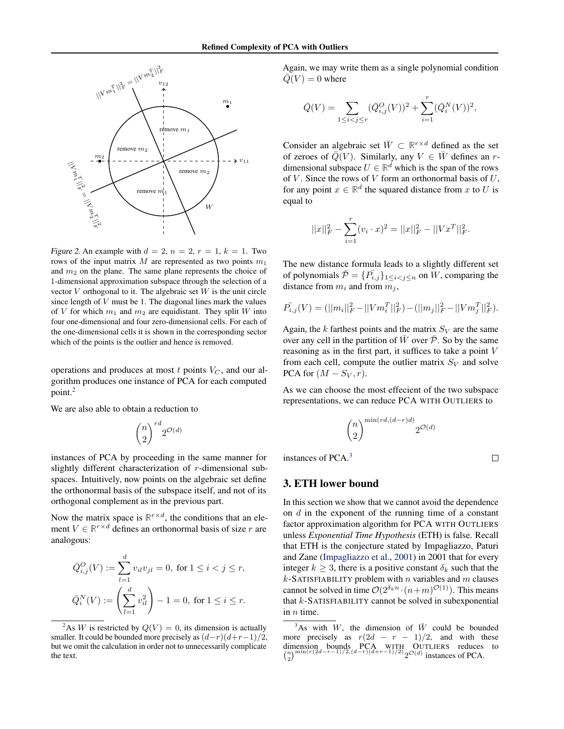Figure 2. An example with $d = 2$, $n = 2$, $r = 1$, $k = 1$. Two rows of the input matrix $M$ are represented as two points $m_1$ and $m_2$ on the plane. The same plane represents the choice of 1-dimensional approximation subspace through the selection of a vector $V$ orthogonal to it. The algebraic set $W$ is the unit circle since length of $V$ must be 1. The diagonal lines mark the values of $V$ for which $m_1$ and $m_2$ are equidistant. They split $W$ into four one-dimensional and four zero-dimensional cells. For each of the one-dimensional cells it is shown in the corresponding sector which of the points is the outlier and hence is removed.

operations and produces at most $t$ points $V_C$, and our algorithm produces one instance of PCA for each computed point.[2]

We are also able to obtain a reduction to

$$\binom{n}{2}^{rd} 2^{\mathcal{O}(d)}$$

instances of PCA by proceeding in the same manner for slightly different characterization of $r$-dimensional subspaces. Intuitively, now points on the algebraic set define the orthonormal basis of the subspace itself, and not of its orthogonal complement as in the previous part.

Now the matrix space is $\mathbb{R}^{r\times d}$, the conditions that an element $V \in \mathbb{R}^{r\times d}$ defines an orthonormal basis of size $r$ are analogous:

$$\bar{Q}^O_{i,j}(V) := \sum_{l=1}^{d} v_{il}v_{jl} = 0, \text{ for } 1 \leq i < j \leq r,$$

$$\bar{Q}^N_i(V) := \left(\sum_{l=1}^{d} v_{il}^2\right) - 1 = 0, \text{ for } 1 \leq i \leq r.$$

Again, we may write them as a single polynomial condition $\bar{Q}(V) = 0$ where

$$\bar{Q}(V) = \sum_{1\leq i<j\leq r} (\bar{Q}^O_{i,j}(V))^2 + \sum_{i=1}^{r} (\bar{Q}^N_i(V))^2,$$

Consider an algebraic set $\bar{W} \subset \mathbb{R}^{r\times d}$ defined as the set of zeroes of $\bar{Q}(V)$. Similarly, any $V \in \bar{W}$ defines an $r$-dimensional subspace $U \in \mathbb{R}^d$ which is the span of the rows of $V$. Since the rows of $V$ form an orthonormal basis of $U$, for any point $x \in \mathbb{R}^d$ the squared distance from $x$ to $U$ is equal to

$$||x||_F^2 - \sum_{i=1}^{r} (v_i \cdot x)^2 = ||x||_F^2 - ||Vx^T||_F^2.$$

The new distance formula leads to a slightly different set of polynomials $\bar{\mathcal{P}} = \{\bar{P_{i,j}}\}_{1\leq i<j\leq n}$ on $W$, comparing the distance from $m_i$ and from $m_j$,

$$\bar{P_{i,j}}(V) = (||m_i||_F^2 - ||Vm_i^T||_F^2) - (||m_j||_F^2 - ||Vm_j^T||_F^2).$$

Again, the $k$ farthest points and the matrix $S_V$ are the same over any cell in the partition of $\bar{W}$ over $\bar{\mathcal{P}}$. So by the same reasoning as in the first part, it suffices to take a point $V$ from each cell, compute the outlier matrix $S_V$ and solve PCA for $(M - S_V, r)$.

As we can choose the most effecient of the two subspace representations, we can reduce PCA WITH OUTLIERS to

$$\binom{n}{2}^{\min(rd,(d-r)d)} 2^{\mathcal{O}(d)}$$

instances of PCA.[3] ∎

## 3. ETH lower bound

In this section we show that we cannot avoid the dependence on $d$ in the exponent of the running time of a constant factor approximation algorithm for PCA WITH OUTLIERS unless *Exponential Time Hypothesis* (ETH) is false. Recall that ETH is the conjecture stated by Impagliazzo, Paturi and Zane (Impagliazzo et al., 2001) in 2001 that for every integer $k \geq 3$, there is a positive constant $\delta_k$ such that the $k$-SATISFIABILITY problem with $n$ variables and $m$ clauses cannot be solved in time $\mathcal{O}(2^{\delta_k n} \cdot (n+m)^{\mathcal{O}(1)})$. This means that $k$-SATISFIABILITY cannot be solved in subexponential in $n$ time.

[2] As $W$ is restricted by $Q(V) = 0$, its dimension is actually smaller. It could be bounded more precisely as $(d-r)(d+r-1)/2$, but we omit the calculation in order not to unnecessarily complicate the text.

[3] As with $W$, the dimension of $\bar{W}$ could be bounded more precisely as $r(2d - r - 1)/2$, and with these dimension bounds PCA WITH OUTLIERS reduces to $\binom{n}{2}^{\min(r(2d-r-1)/2,(d-r)(d+r-1)/2)} 2^{\mathcal{O}(d)}$ instances of PCA.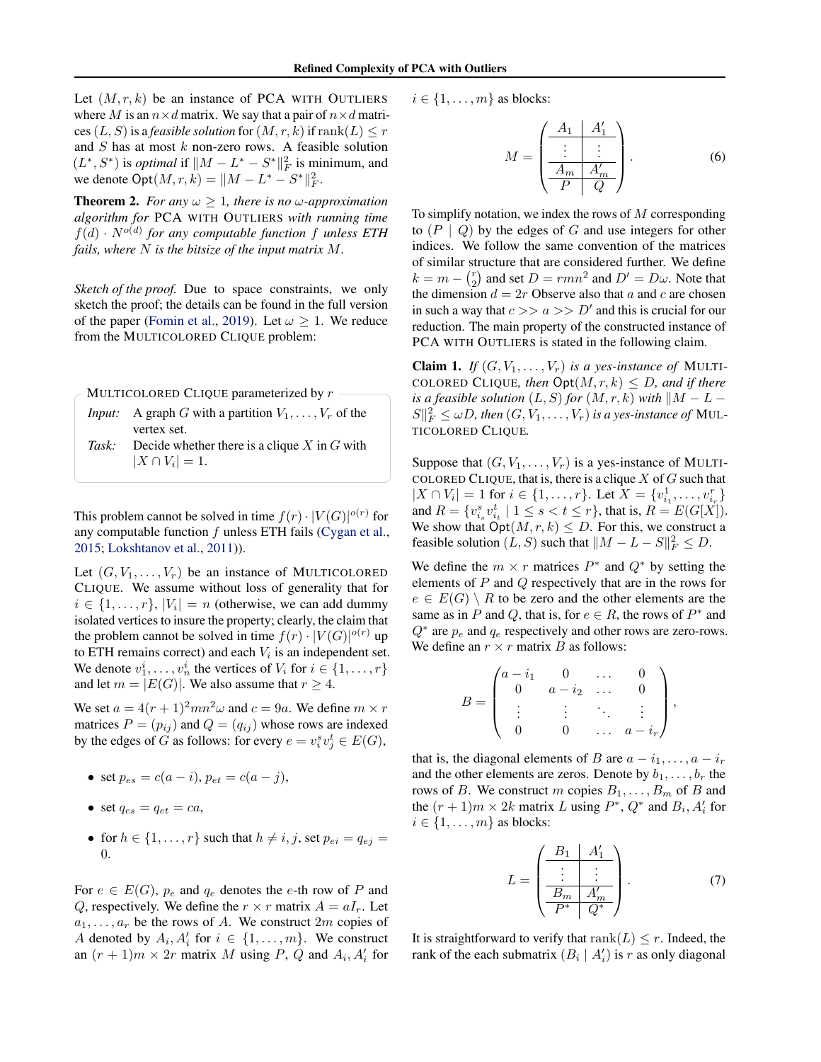Let $(M, r, k)$ be an instance of PCA WITH OUTLIERS where $M$ is an $n \times d$ matrix. We say that a pair of $n \times d$ matrices $(L, S)$ is a *feasible solution* for $(M, r, k)$ if $\text{rank}(L) \leq r$ and $S$ has at most $k$ non-zero rows. A feasible solution $(L^*, S^*)$ is *optimal* if $\|M - L^* - S^*\|_F^2$ is minimum, and we denote $\mathsf{Opt}(M, r, k) = \|M - L^* - S^*\|_F^2$.

**Theorem 2.** *For any $\omega \geq 1$, there is no $\omega$-approximation algorithm for* PCA WITH OUTLIERS *with running time $f(d) \cdot N^{o(d)}$ for any computable function $f$ unless ETH fails, where $N$ is the bitsize of the input matrix $M$.*

*Sketch of the proof.* Due to space constraints, we only sketch the proof; the details can be found in the full version of the paper (Fomin et al., 2019). Let $\omega \geq 1$. We reduce from the MULTICOLORED CLIQUE problem:

> MULTICOLORED CLIQUE parameterized by $r$
>
> *Input:* A graph $G$ with a partition $V_1, \ldots, V_r$ of the vertex set.
>
> *Task:* Decide whether there is a clique $X$ in $G$ with $|X \cap V_i| = 1$.

This problem cannot be solved in time $f(r) \cdot |V(G)|^{o(r)}$ for any computable function $f$ unless ETH fails (Cygan et al., 2015; Lokshtanov et al., 2011)).

Let $(G, V_1, \ldots, V_r)$ be an instance of MULTICOLORED CLIQUE. We assume without loss of generality that for $i \in \{1, \ldots, r\}$, $|V_i| = n$ (otherwise, we can add dummy isolated vertices to insure the property; clearly, the claim that the problem cannot be solved in time $f(r) \cdot |V(G)|^{o(r)}$ up to ETH remains correct) and each $V_i$ is an independent set. We denote $v_1^i, \ldots, v_n^i$ the vertices of $V_i$ for $i \in \{1, \ldots, r\}$ and let $m = |E(G)|$. We also assume that $r \geq 4$.

We set $a = 4(r+1)^2 mn^2 \omega$ and $c = 9a$. We define $m \times r$ matrices $P = (p_{ij})$ and $Q = (q_{ij})$ whose rows are indexed by the edges of $G$ as follows: for every $e = v_i^s v_j^t \in E(G)$,

- set $p_{es} = c(a - i)$, $p_{et} = c(a - j)$,
- set $q_{es} = q_{et} = ca$,
- for $h \in \{1, \ldots, r\}$ such that $h \neq i, j$, set $p_{ei} = q_{ej} = 0$.

For $e \in E(G)$, $p_e$ and $q_e$ denotes the $e$-th row of $P$ and $Q$, respectively. We define the $r \times r$ matrix $A = aI_r$. Let $a_1, \ldots, a_r$ be the rows of $A$. We construct $2m$ copies of $A$ denoted by $A_i, A_i'$ for $i \in \{1, \ldots, m\}$. We construct an $(r+1)m \times 2r$ matrix $M$ using $P$, $Q$ and $A_i, A_i'$ for $i \in \{1, \ldots, m\}$ as blocks:

$$M = \begin{pmatrix} A_1 & A_1' \\ \hline \vdots & \vdots \\ \hline A_m & A_m' \\ \hline P & Q \end{pmatrix}. \tag{6}$$

To simplify notation, we index the rows of $M$ corresponding to $(P \mid Q)$ by the edges of $G$ and use integers for other indices. We follow the same convention of the matrices of similar structure that are considered further. We define $k = m - \binom{r}{2}$ and set $D = rmn^2$ and $D' = D\omega$. Note that the dimension $d = 2r$ Observe also that $a$ and $c$ are chosen in such a way that $c >> a >> D'$ and this is crucial for our reduction. The main property of the constructed instance of PCA WITH OUTLIERS is stated in the following claim.

**Claim 1.** *If $(G, V_1, \ldots, V_r)$ is a yes-instance of* MULTICOLORED CLIQUE, *then $\mathsf{Opt}(M, r, k) \leq D$, and if there is a feasible solution $(L, S)$ for $(M, r, k)$ with $\|M - L - S\|_F^2 \leq \omega D$, then $(G, V_1, \ldots, V_r)$ is a yes-instance of* MULTICOLORED CLIQUE.

Suppose that $(G, V_1, \ldots, V_r)$ is a yes-instance of MULTICOLORED CLIQUE, that is, there is a clique $X$ of $G$ such that $|X \cap V_i| = 1$ for $i \in \{1, \ldots, r\}$. Let $X = \{v_{i_1}^1, \ldots, v_{i_r}^r\}$ and $R = \{v_{i_s}^s v_{i_t}^t \mid 1 \leq s < t \leq r\}$, that is, $R = E(G[X])$. We show that $\mathsf{Opt}(M, r, k) \leq D$. For this, we construct a feasible solution $(L, S)$ such that $\|M - L - S\|_F^2 \leq D$.

We define the $m \times r$ matrices $P^*$ and $Q^*$ by setting the elements of $P$ and $Q$ respectively that are in the rows for $e \in E(G) \setminus R$ to be zero and the other elements are the same as in $P$ and $Q$, that is, for $e \in R$, the rows of $P^*$ and $Q^*$ are $p_e$ and $q_e$ respectively and other rows are zero-rows. We define an $r \times r$ matrix $B$ as follows:

$$B = \begin{pmatrix} a - i_1 & 0 & \ldots & 0 \\ 0 & a - i_2 & \ldots & 0 \\ \vdots & \vdots & \ddots & \vdots \\ 0 & 0 & \ldots & a - i_r \end{pmatrix},$$

that is, the diagonal elements of $B$ are $a - i_1, \ldots, a - i_r$ and the other elements are zeros. Denote by $b_1, \ldots, b_r$ the rows of $B$. We construct $m$ copies $B_1, \ldots, B_m$ of $B$ and the $(r+1)m \times 2k$ matrix $L$ using $P^*$, $Q^*$ and $B_i, A_i'$ for $i \in \{1, \ldots, m\}$ as blocks:

$$L = \begin{pmatrix} B_1 & A_1' \\ \hline \vdots & \vdots \\ \hline B_m & A_m' \\ \hline P^* & Q^* \end{pmatrix}. \tag{7}$$

It is straightforward to verify that $\text{rank}(L) \leq r$. Indeed, the rank of the each submatrix $(B_i \mid A_i')$ is $r$ as only diagonal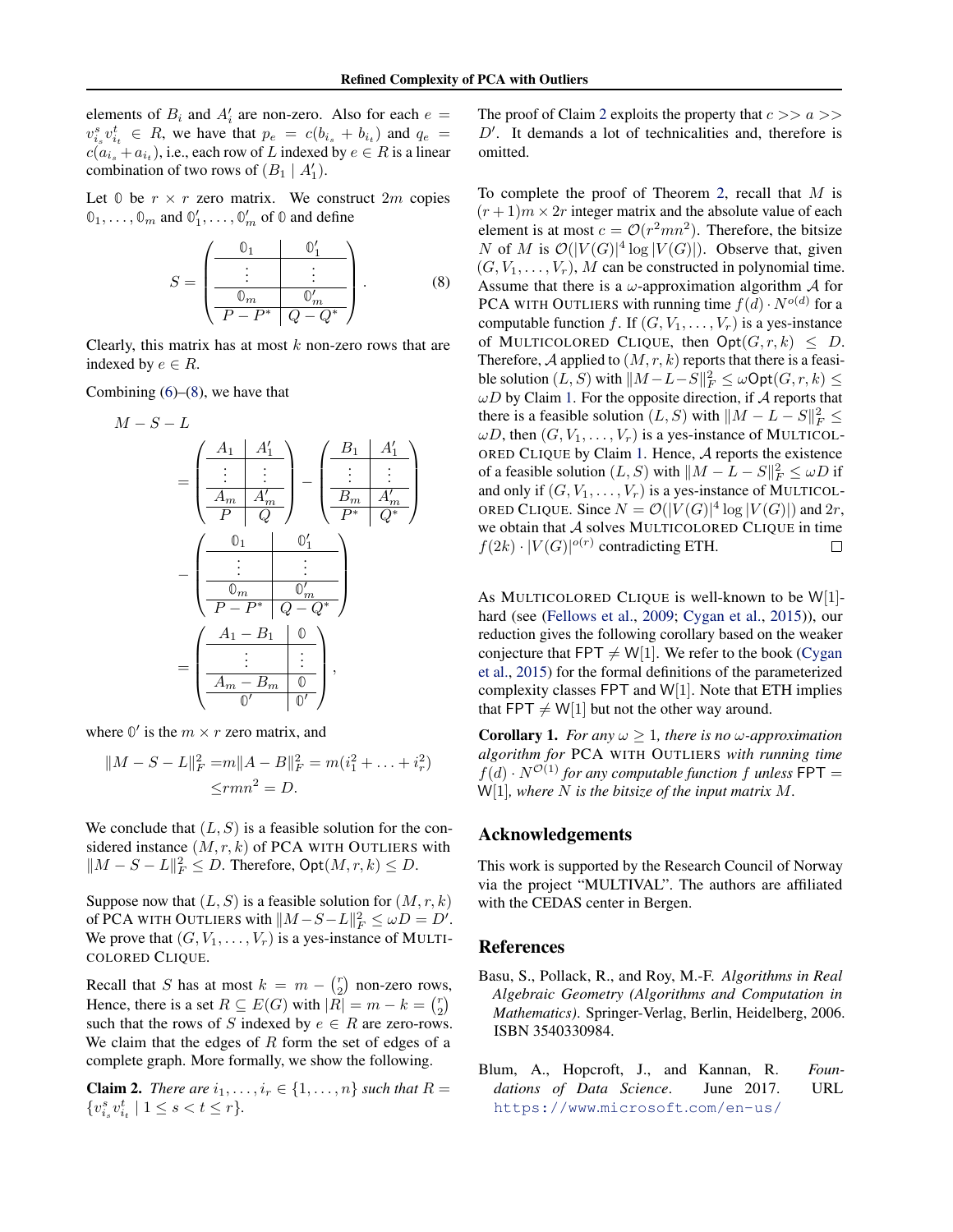elements of $B_i$ and $A'_i$ are non-zero. Also for each $e = v^s_{i_s} v^t_{i_t} \in R$, we have that $p_e = c(b_{i_s} + b_{i_t})$ and $q_e = c(a_{i_s} + a_{i_t})$, i.e., each row of $L$ indexed by $e \in R$ is a linear combination of two rows of $(B_1 \mid A'_1)$.

Let $\mathbb{0}$ be $r \times r$ zero matrix. We construct $2m$ copies $\mathbb{0}_1, \ldots, \mathbb{0}_m$ and $\mathbb{0}'_1, \ldots, \mathbb{0}'_m$ of $\mathbb{0}$ and define

$$S = \begin{pmatrix} \mathbb{0}_1 & \mathbb{0}'_1 \\ \vdots & \vdots \\ \mathbb{0}_m & \mathbb{0}'_m \\ P - P^* & Q - Q^* \end{pmatrix}. \tag{8}$$

Clearly, this matrix has at most $k$ non-zero rows that are indexed by $e \in R$.

Combining (6)–(8), we have that

$$\begin{aligned} M - S - L &= \begin{pmatrix} A_1 & A'_1 \\ \vdots & \vdots \\ A_m & A'_m \\ P & Q \end{pmatrix} - \begin{pmatrix} B_1 & A'_1 \\ \vdots & \vdots \\ B_m & A'_m \\ P^* & Q^* \end{pmatrix} \\ &\quad - \begin{pmatrix} \mathbb{0}_1 & \mathbb{0}'_1 \\ \vdots & \vdots \\ \mathbb{0}_m & \mathbb{0}'_m \\ P - P^* & Q - Q^* \end{pmatrix} \\ &= \begin{pmatrix} A_1 - B_1 & \mathbb{0} \\ \vdots & \vdots \\ A_m - B_m & \mathbb{0} \\ \mathbb{0}' & \mathbb{0}' \end{pmatrix}, \end{aligned}$$

where $\mathbb{0}'$ is the $m \times r$ zero matrix, and

$$\begin{aligned} \|M - S - L\|_F^2 &= m\|A - B\|_F^2 = m(i_1^2 + \ldots + i_r^2) \\ &\leq rmn^2 = D. \end{aligned}$$

We conclude that $(L, S)$ is a feasible solution for the considered instance $(M, r, k)$ of PCA WITH OUTLIERS with $\|M - S - L\|_F^2 \leq D$. Therefore, $\mathsf{Opt}(M, r, k) \leq D$.

Suppose now that $(L, S)$ is a feasible solution for $(M, r, k)$ of PCA WITH OUTLIERS with $\|M - S - L\|_F^2 \leq \omega D = D'$. We prove that $(G, V_1, \ldots, V_r)$ is a yes-instance of MULTICOLORED CLIQUE.

Recall that $S$ has at most $k = m - \binom{r}{2}$ non-zero rows, Hence, there is a set $R \subseteq E(G)$ with $|R| = m - k = \binom{r}{2}$ such that the rows of $S$ indexed by $e \in R$ are zero-rows. We claim that the edges of $R$ form the set of edges of a complete graph. More formally, we show the following.

**Claim 2.** *There are $i_1, \ldots, i_r \in \{1, \ldots, n\}$ such that $R = \{v^s_{i_s} v^t_{i_t} \mid 1 \leq s < t \leq r\}$.*

The proof of Claim 2 exploits the property that $c >> a >> D'$. It demands a lot of technicalities and, therefore is omitted.

To complete the proof of Theorem 2, recall that $M$ is $(r+1)m \times 2r$ integer matrix and the absolute value of each element is at most $c = \mathcal{O}(r^2 mn^2)$. Therefore, the bitsize $N$ of $M$ is $\mathcal{O}(|V(G)|^4 \log |V(G)|)$. Observe that, given $(G, V_1, \ldots, V_r)$, $M$ can be constructed in polynomial time. Assume that there is a $\omega$-approximation algorithm $\mathcal{A}$ for PCA WITH OUTLIERS with running time $f(d) \cdot N^{o(d)}$ for a computable function $f$. If $(G, V_1, \ldots, V_r)$ is a yes-instance of MULTICOLORED CLIQUE, then $\mathsf{Opt}(G, r, k) \leq D$. Therefore, $\mathcal{A}$ applied to $(M, r, k)$ reports that there is a feasible solution $(L, S)$ with $\|M - L - S\|_F^2 \leq \omega \mathsf{Opt}(G, r, k) \leq \omega D$ by Claim 1. For the opposite direction, if $\mathcal{A}$ reports that there is a feasible solution $(L, S)$ with $\|M - L - S\|_F^2 \leq \omega D$, then $(G, V_1, \ldots, V_r)$ is a yes-instance of MULTICOLORED CLIQUE by Claim 1. Hence, $\mathcal{A}$ reports the existence of a feasible solution $(L, S)$ with $\|M - L - S\|_F^2 \leq \omega D$ if and only if $(G, V_1, \ldots, V_r)$ is a yes-instance of MULTICOLORED CLIQUE. Since $N = \mathcal{O}(|V(G)|^4 \log |V(G)|)$ and $2r$, we obtain that $\mathcal{A}$ solves MULTICOLORED CLIQUE in time $f(2k) \cdot |V(G)|^{o(r)}$ contradicting ETH. $\square$

As MULTICOLORED CLIQUE is well-known to be W[1]-hard (see (Fellows et al., 2009; Cygan et al., 2015)), our reduction gives the following corollary based on the weaker conjecture that $\mathsf{FPT} \neq \mathsf{W}[1]$. We refer to the book (Cygan et al., 2015) for the formal definitions of the parameterized complexity classes FPT and W[1]. Note that ETH implies that $\mathsf{FPT} \neq \mathsf{W}[1]$ but not the other way around.

**Corollary 1.** *For any $\omega \geq 1$, there is no $\omega$-approximation algorithm for* PCA WITH OUTLIERS *with running time $f(d) \cdot N^{\mathcal{O}(1)}$ for any computable function $f$ unless $\mathsf{FPT} = \mathsf{W}[1]$, where $N$ is the bitsize of the input matrix $M$.*

## Acknowledgements

This work is supported by the Research Council of Norway via the project "MULTIVAL". The authors are affiliated with the CEDAS center in Bergen.

## References

Basu, S., Pollack, R., and Roy, M.-F. *Algorithms in Real Algebraic Geometry (Algorithms and Computation in Mathematics)*. Springer-Verlag, Berlin, Heidelberg, 2006. ISBN 3540330984.

Blum, A., Hopcroft, J., and Kannan, R. *Foundations of Data Science*. June 2017. URL https://www.microsoft.com/en-us/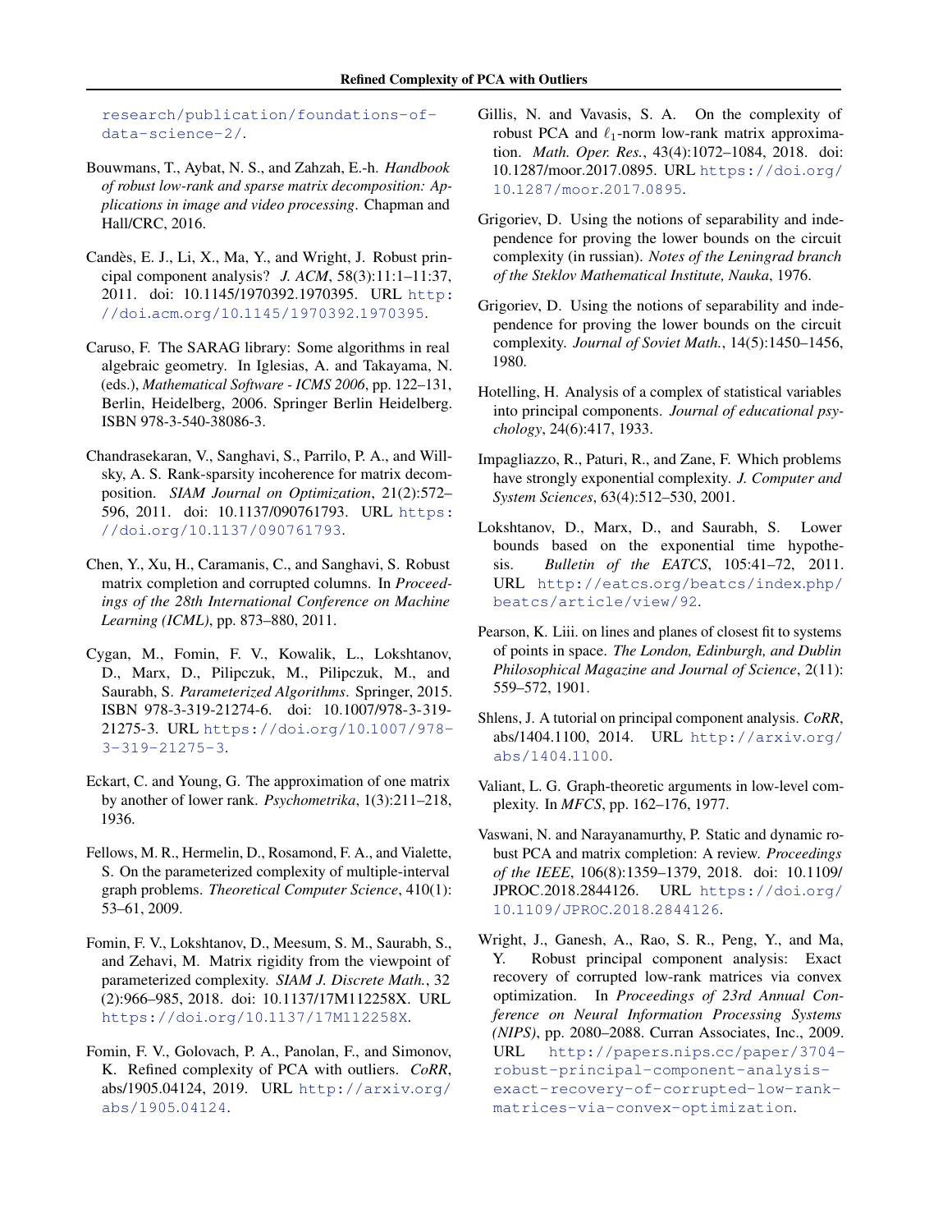research/publication/foundations-of-data-science-2/.

Bouwmans, T., Aybat, N. S., and Zahzah, E.-h. *Handbook of robust low-rank and sparse matrix decomposition: Applications in image and video processing*. Chapman and Hall/CRC, 2016.

Candès, E. J., Li, X., Ma, Y., and Wright, J. Robust principal component analysis? *J. ACM*, 58(3):11:1–11:37, 2011. doi: 10.1145/1970392.1970395. URL http://doi.acm.org/10.1145/1970392.1970395.

Caruso, F. The SARAG library: Some algorithms in real algebraic geometry. In Iglesias, A. and Takayama, N. (eds.), *Mathematical Software - ICMS 2006*, pp. 122–131, Berlin, Heidelberg, 2006. Springer Berlin Heidelberg. ISBN 978-3-540-38086-3.

Chandrasekaran, V., Sanghavi, S., Parrilo, P. A., and Willsky, A. S. Rank-sparsity incoherence for matrix decomposition. *SIAM Journal on Optimization*, 21(2):572–596, 2011. doi: 10.1137/090761793. URL https://doi.org/10.1137/090761793.

Chen, Y., Xu, H., Caramanis, C., and Sanghavi, S. Robust matrix completion and corrupted columns. In *Proceedings of the 28th International Conference on Machine Learning (ICML)*, pp. 873–880, 2011.

Cygan, M., Fomin, F. V., Kowalik, L., Lokshtanov, D., Marx, D., Pilipczuk, M., Pilipczuk, M., and Saurabh, S. *Parameterized Algorithms*. Springer, 2015. ISBN 978-3-319-21274-6. doi: 10.1007/978-3-319-21275-3. URL https://doi.org/10.1007/978-3-319-21275-3.

Eckart, C. and Young, G. The approximation of one matrix by another of lower rank. *Psychometrika*, 1(3):211–218, 1936.

Fellows, M. R., Hermelin, D., Rosamond, F. A., and Vialette, S. On the parameterized complexity of multiple-interval graph problems. *Theoretical Computer Science*, 410(1): 53–61, 2009.

Fomin, F. V., Lokshtanov, D., Meesum, S. M., Saurabh, S., and Zehavi, M. Matrix rigidity from the viewpoint of parameterized complexity. *SIAM J. Discrete Math.*, 32 (2):966–985, 2018. doi: 10.1137/17M112258X. URL https://doi.org/10.1137/17M112258X.

Fomin, F. V., Golovach, P. A., Panolan, F., and Simonov, K. Refined complexity of PCA with outliers. *CoRR*, abs/1905.04124, 2019. URL http://arxiv.org/abs/1905.04124.

Gillis, N. and Vavasis, S. A. On the complexity of robust PCA and $\ell_1$-norm low-rank matrix approximation. *Math. Oper. Res.*, 43(4):1072–1084, 2018. doi: 10.1287/moor.2017.0895. URL https://doi.org/10.1287/moor.2017.0895.

Grigoriev, D. Using the notions of separability and independence for proving the lower bounds on the circuit complexity (in russian). *Notes of the Leningrad branch of the Steklov Mathematical Institute, Nauka*, 1976.

Grigoriev, D. Using the notions of separability and independence for proving the lower bounds on the circuit complexity. *Journal of Soviet Math.*, 14(5):1450–1456, 1980.

Hotelling, H. Analysis of a complex of statistical variables into principal components. *Journal of educational psychology*, 24(6):417, 1933.

Impagliazzo, R., Paturi, R., and Zane, F. Which problems have strongly exponential complexity. *J. Computer and System Sciences*, 63(4):512–530, 2001.

Lokshtanov, D., Marx, D., and Saurabh, S. Lower bounds based on the exponential time hypothesis. *Bulletin of the EATCS*, 105:41–72, 2011. URL http://eatcs.org/beatcs/index.php/beatcs/article/view/92.

Pearson, K. Liii. on lines and planes of closest fit to systems of points in space. *The London, Edinburgh, and Dublin Philosophical Magazine and Journal of Science*, 2(11): 559–572, 1901.

Shlens, J. A tutorial on principal component analysis. *CoRR*, abs/1404.1100, 2014. URL http://arxiv.org/abs/1404.1100.

Valiant, L. G. Graph-theoretic arguments in low-level complexity. In *MFCS*, pp. 162–176, 1977.

Vaswani, N. and Narayanamurthy, P. Static and dynamic robust PCA and matrix completion: A review. *Proceedings of the IEEE*, 106(8):1359–1379, 2018. doi: 10.1109/JPROC.2018.2844126. URL https://doi.org/10.1109/JPROC.2018.2844126.

Wright, J., Ganesh, A., Rao, S. R., Peng, Y., and Ma, Y. Robust principal component analysis: Exact recovery of corrupted low-rank matrices via convex optimization. In *Proceedings of 23rd Annual Conference on Neural Information Processing Systems (NIPS)*, pp. 2080–2088. Curran Associates, Inc., 2009. URL http://papers.nips.cc/paper/3704-robust-principal-component-analysis-exact-recovery-of-corrupted-low-rank-matrices-via-convex-optimization.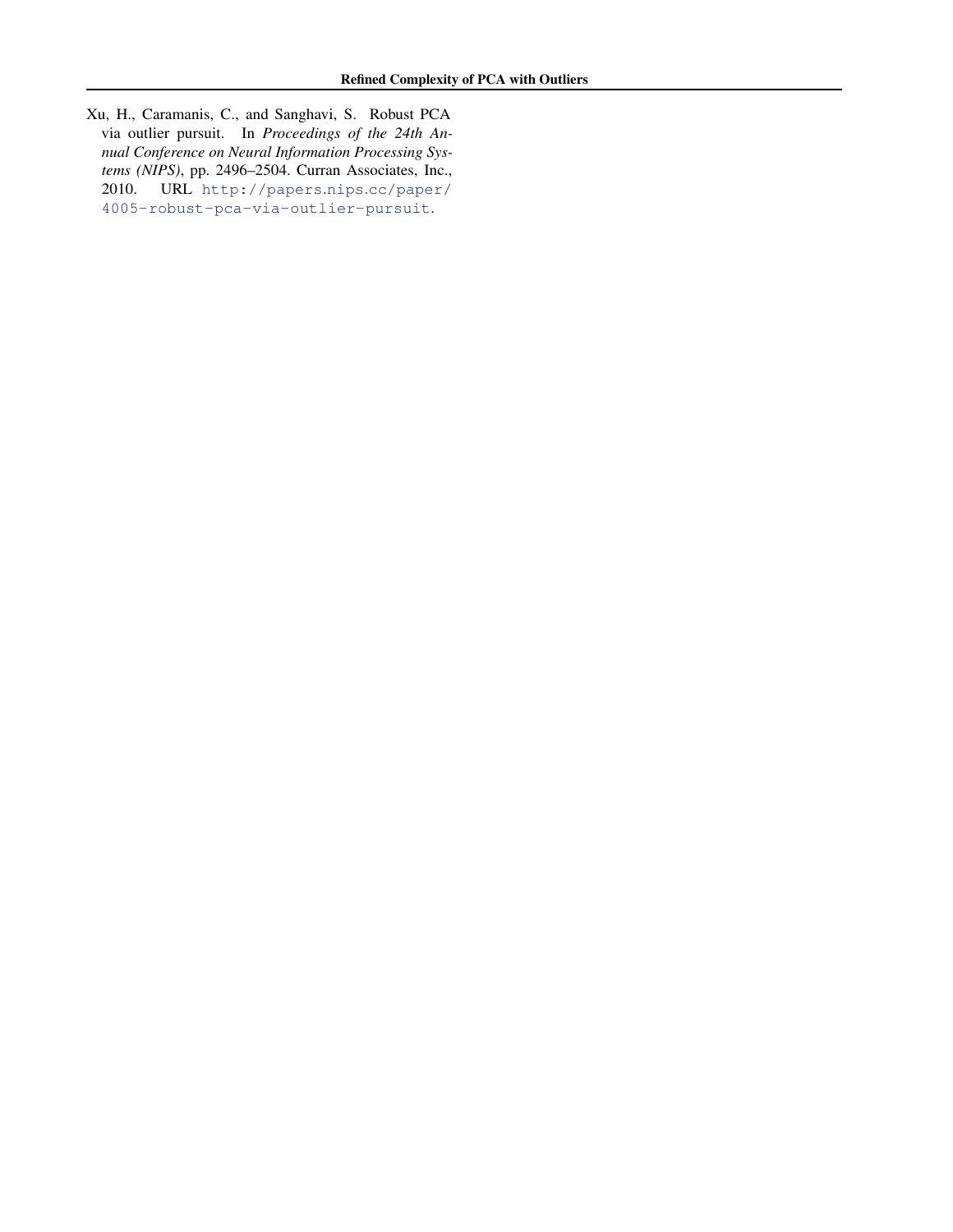Xu, H., Caramanis, C., and Sanghavi, S. Robust PCA via outlier pursuit. In *Proceedings of the 24th Annual Conference on Neural Information Processing Systems (NIPS)*, pp. 2496–2504. Curran Associates, Inc., 2010. URL http://papers.nips.cc/paper/4005-robust-pca-via-outlier-pursuit.